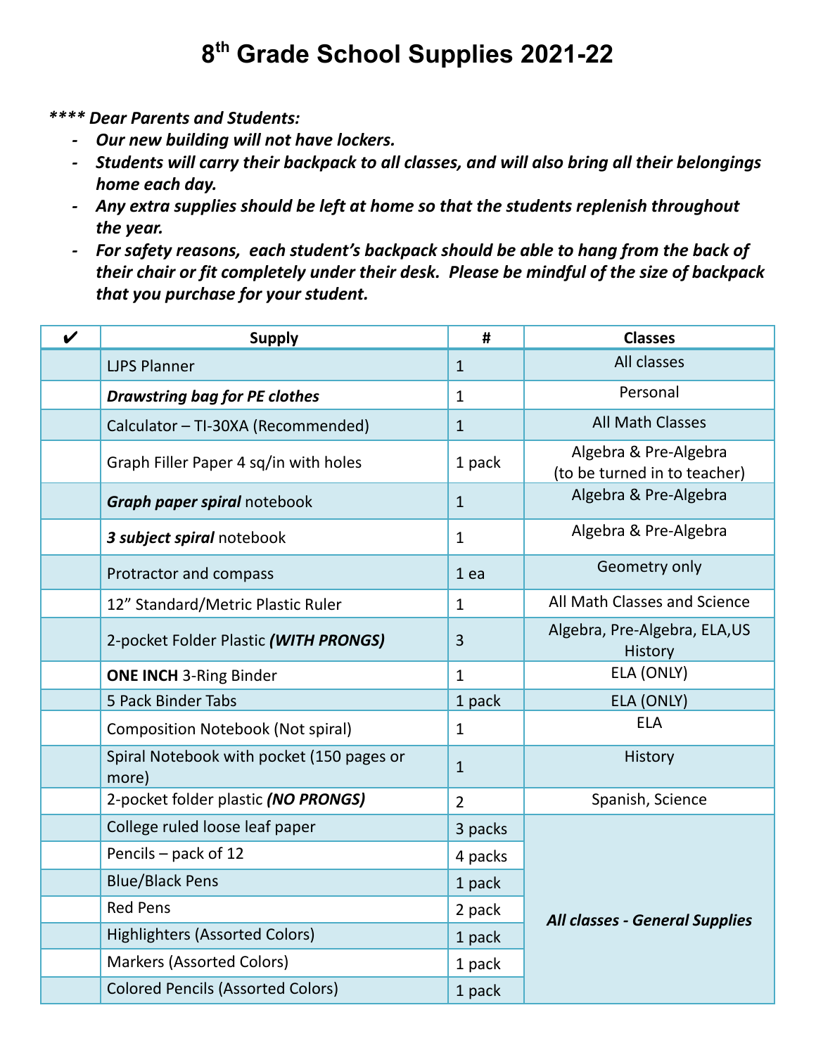# 8th Grade School Supplies 2021-22

***\*\*\*\* Dear Parents and Students:***

- ***Our new building will not have lockers.***
- ***Students will carry their backpack to all classes, and will also bring all their belongings home each day.***
- ***Any extra supplies should be left at home so that the students replenish throughout the year.***
- ***For safety reasons, each student's backpack should be able to hang from the back of their chair or fit completely under their desk. Please be mindful of the size of backpack that you purchase for your student.***

| ✔ | Supply | # | Classes |
|---|---|---|---|
| | LJPS Planner | 1 | All classes |
| | ***Drawstring bag for PE clothes*** | 1 | Personal |
| | Calculator – TI-30XA (Recommended) | 1 | All Math Classes |
| | Graph Filler Paper 4 sq/in with holes | 1 pack | Algebra & Pre-Algebra (to be turned in to teacher) |
| | ***Graph paper spiral*** notebook | 1 | Algebra & Pre-Algebra |
| | ***3 subject spiral*** notebook | 1 | Algebra & Pre-Algebra |
| | Protractor and compass | 1 ea | Geometry only |
| | 12" Standard/Metric Plastic Ruler | 1 | All Math Classes and Science |
| | 2-pocket Folder Plastic ***(WITH PRONGS)*** | 3 | Algebra, Pre-Algebra, ELA,US History |
| | **ONE INCH** 3-Ring Binder | 1 | ELA (ONLY) |
| | 5 Pack Binder Tabs | 1 pack | ELA (ONLY) |
| | Composition Notebook (Not spiral) | 1 | ELA |
| | Spiral Notebook with pocket (150 pages or more) | 1 | History |
| | 2-pocket folder plastic ***(NO PRONGS)*** | 2 | Spanish, Science |
| | College ruled loose leaf paper | 3 packs | ***All classes - General Supplies*** |
| | Pencils – pack of 12 | 4 packs | |
| | Blue/Black Pens | 1 pack | |
| | Red Pens | 2 pack | |
| | Highlighters (Assorted Colors) | 1 pack | |
| | Markers (Assorted Colors) | 1 pack | |
| | Colored Pencils (Assorted Colors) | 1 pack | |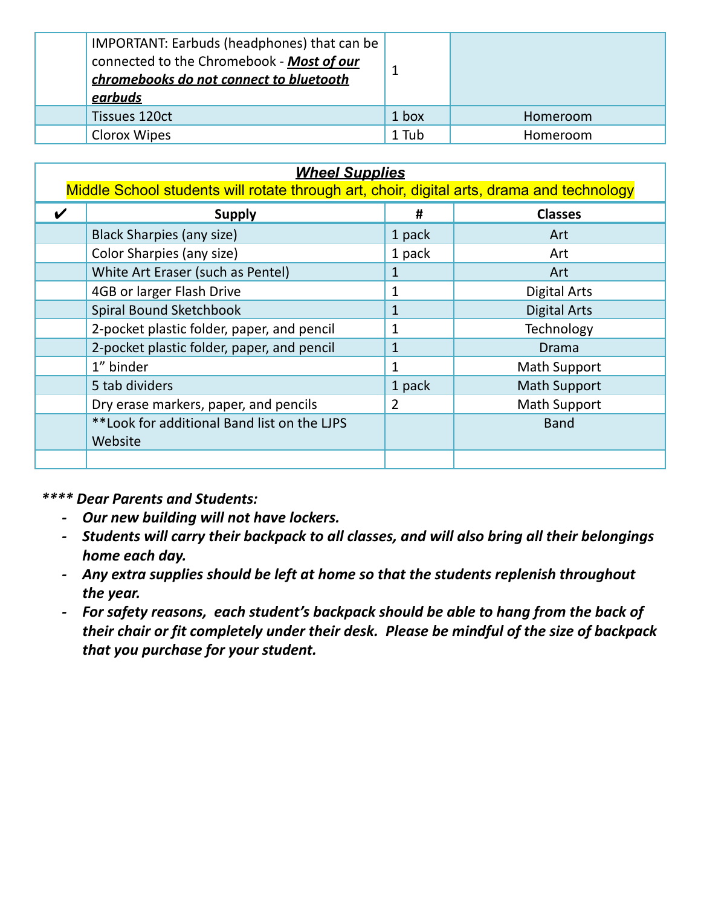| | | | |
|---|---|---|---|
| | IMPORTANT: Earbuds (headphones) that can be connected to the Chromebook - ***Most of our chromebooks do not connect to bluetooth earbuds*** | 1 | |
| | Tissues 120ct | 1 box | Homeroom |
| | Clorox Wipes | 1 Tub | Homeroom |

***Wheel Supplies***

Middle School students will rotate through art, choir, digital arts, drama and technology

| ✔ | Supply | # | Classes |
|---|---|---|---|
| | Black Sharpies (any size) | 1 pack | Art |
| | Color Sharpies (any size) | 1 pack | Art |
| | White Art Eraser (such as Pentel) | 1 | Art |
| | 4GB or larger Flash Drive | 1 | Digital Arts |
| | Spiral Bound Sketchbook | 1 | Digital Arts |
| | 2-pocket plastic folder, paper, and pencil | 1 | Technology |
| | 2-pocket plastic folder, paper, and pencil | 1 | Drama |
| | 1" binder | 1 | Math Support |
| | 5 tab dividers | 1 pack | Math Support |
| | Dry erase markers, paper, and pencils | 2 | Math Support |
| | **Look for additional Band list on the LJPS Website | | Band |
| | | | |

***\*\*\*\* Dear Parents and Students:***

- ***Our new building will not have lockers.***
- ***Students will carry their backpack to all classes, and will also bring all their belongings home each day.***
- ***Any extra supplies should be left at home so that the students replenish throughout the year.***
- ***For safety reasons, each student's backpack should be able to hang from the back of their chair or fit completely under their desk. Please be mindful of the size of backpack that you purchase for your student.***